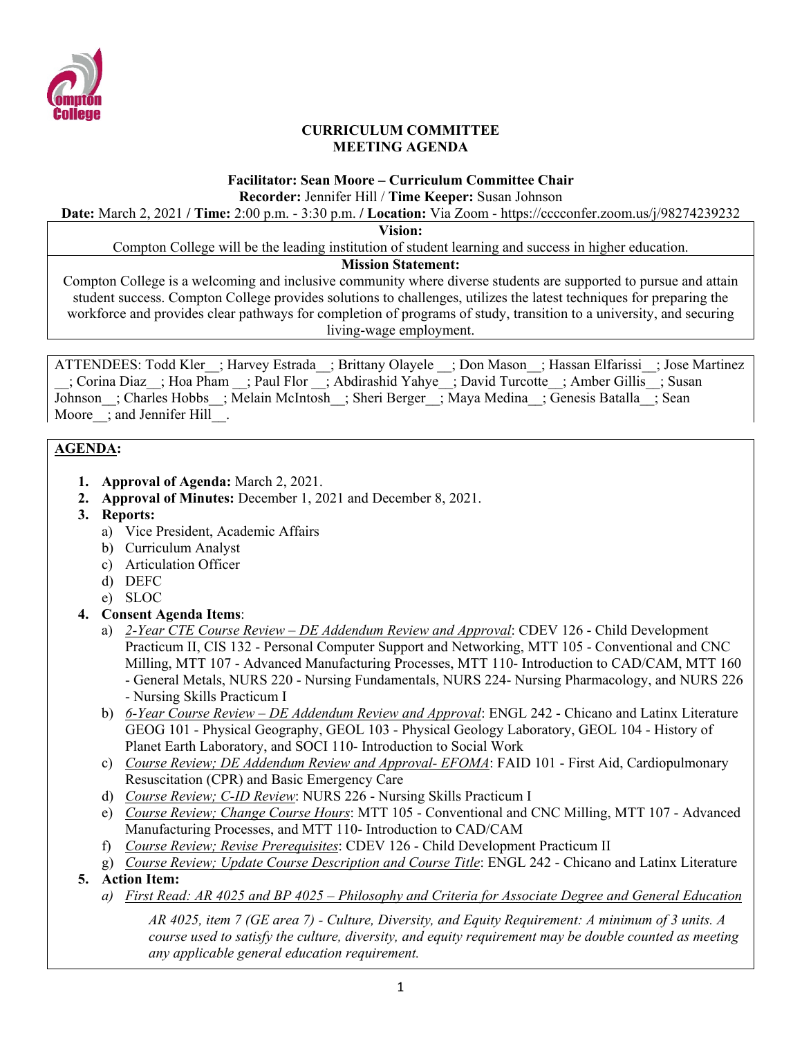# CURRICULUM COMMITTEE
# MEETING AGENDA

**Facilitator: Sean Moore – Curriculum Committee Chair**

**Recorder:** Jennifer Hill / **Time Keeper:** Susan Johnson

**Date:** March 2, 2021 / **Time:** 2:00 p.m. - 3:30 p.m. / **Location:** Via Zoom - https://cccconfer.zoom.us/j/98274239232

| **Vision:** |
| --- |
| Compton College will be the leading institution of student learning and success in higher education. |
| **Mission Statement:** |
| Compton College is a welcoming and inclusive community where diverse students are supported to pursue and attain student success. Compton College provides solutions to challenges, utilizes the latest techniques for preparing the workforce and provides clear pathways for completion of programs of study, transition to a university, and securing living-wage employment. |

ATTENDEES: Todd Kler__; Harvey Estrada__; Brittany Olayele __; Don Mason__; Hassan Elfarissi__; Jose Martinez __; Corina Diaz__; Hoa Pham __; Paul Flor __; Abdirashid Yahye__; David Turcotte__; Amber Gillis__; Susan Johnson__; Charles Hobbs__; Melain McIntosh__; Sheri Berger__; Maya Medina__; Genesis Batalla__; Sean Moore__; and Jennifer Hill__.

**AGENDA:**

1. **Approval of Agenda:** March 2, 2021.
2. **Approval of Minutes:** December 1, 2021 and December 8, 2021.
3. **Reports:**
   a) Vice President, Academic Affairs
   b) Curriculum Analyst
   c) Articulation Officer
   d) DEFC
   e) SLOC
4. **Consent Agenda Items**:
   a) *2-Year CTE Course Review – DE Addendum Review and Approval*: CDEV 126 - Child Development Practicum II, CIS 132 - Personal Computer Support and Networking, MTT 105 - Conventional and CNC Milling, MTT 107 - Advanced Manufacturing Processes, MTT 110- Introduction to CAD/CAM, MTT 160 - General Metals, NURS 220 - Nursing Fundamentals, NURS 224- Nursing Pharmacology, and NURS 226 - Nursing Skills Practicum I
   b) *6-Year Course Review – DE Addendum Review and Approval*: ENGL 242 - Chicano and Latinx Literature GEOG 101 - Physical Geography, GEOL 103 - Physical Geology Laboratory, GEOL 104 - History of Planet Earth Laboratory, and SOCI 110- Introduction to Social Work
   c) *Course Review; DE Addendum Review and Approval- EFOMA*: FAID 101 - First Aid, Cardiopulmonary Resuscitation (CPR) and Basic Emergency Care
   d) *Course Review; C-ID Review*: NURS 226 - Nursing Skills Practicum I
   e) *Course Review; Change Course Hours*: MTT 105 - Conventional and CNC Milling, MTT 107 - Advanced Manufacturing Processes, and MTT 110- Introduction to CAD/CAM
   f) *Course Review; Revise Prerequisites*: CDEV 126 - Child Development Practicum II
   g) *Course Review; Update Course Description and Course Title*: ENGL 242 - Chicano and Latinx Literature
5. **Action Item:**
   a) *First Read: AR 4025 and BP 4025 – Philosophy and Criteria for Associate Degree and General Education*

      *AR 4025, item 7 (GE area 7) - Culture, Diversity, and Equity Requirement: A minimum of 3 units. A course used to satisfy the culture, diversity, and equity requirement may be double counted as meeting any applicable general education requirement.*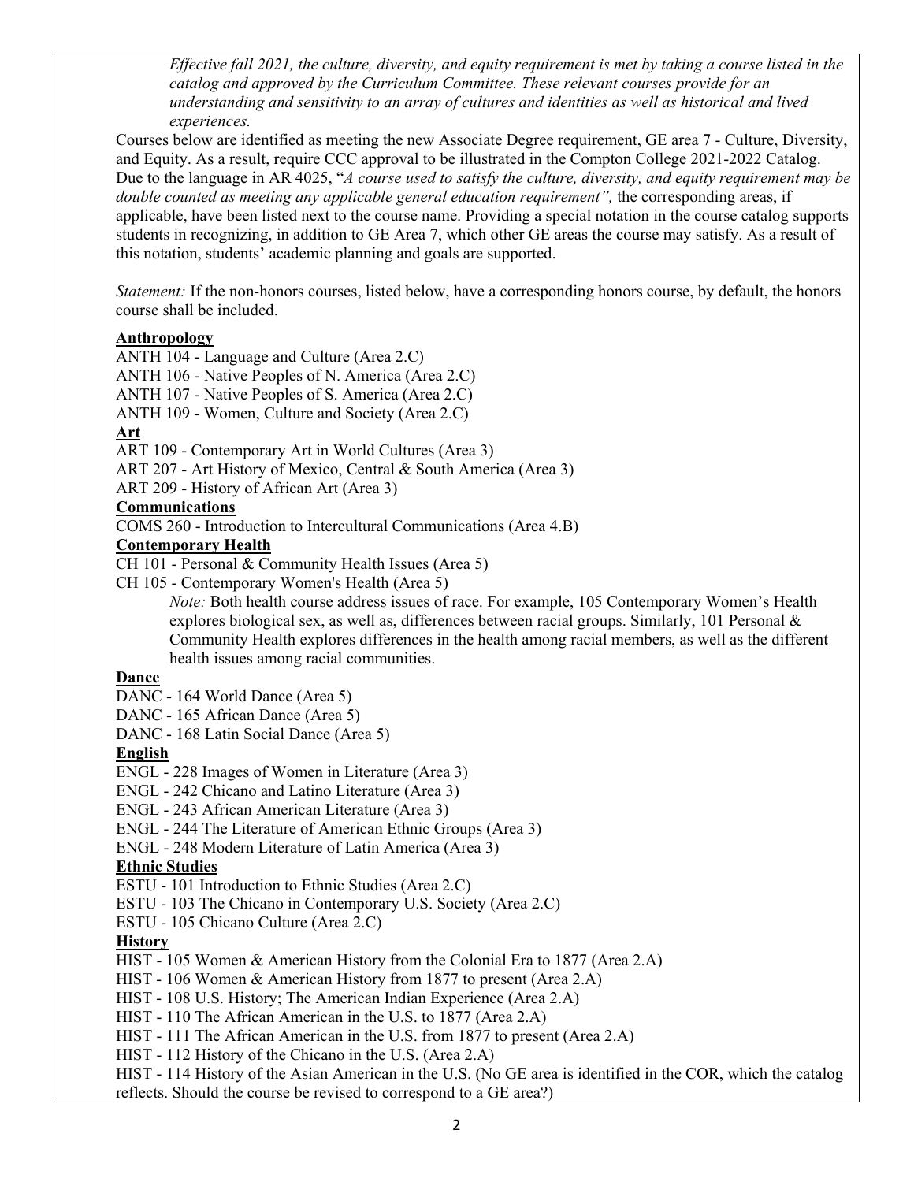*Effective fall 2021, the culture, diversity, and equity requirement is met by taking a course listed in the catalog and approved by the Curriculum Committee. These relevant courses provide for an understanding and sensitivity to an array of cultures and identities as well as historical and lived experiences.*

Courses below are identified as meeting the new Associate Degree requirement, GE area 7 - Culture, Diversity, and Equity. As a result, require CCC approval to be illustrated in the Compton College 2021-2022 Catalog. Due to the language in AR 4025, "*A course used to satisfy the culture, diversity, and equity requirement may be double counted as meeting any applicable general education requirement",* the corresponding areas, if applicable, have been listed next to the course name. Providing a special notation in the course catalog supports students in recognizing, in addition to GE Area 7, which other GE areas the course may satisfy. As a result of this notation, students' academic planning and goals are supported.

*Statement:* If the non-honors courses, listed below, have a corresponding honors course, by default, the honors course shall be included.

**Anthropology**

ANTH 104 - Language and Culture (Area 2.C)
ANTH 106 - Native Peoples of N. America (Area 2.C)
ANTH 107 - Native Peoples of S. America (Area 2.C)
ANTH 109 - Women, Culture and Society (Area 2.C)

**Art**

ART 109 - Contemporary Art in World Cultures (Area 3)
ART 207 - Art History of Mexico, Central & South America (Area 3)
ART 209 - History of African Art (Area 3)

**Communications**

COMS 260 - Introduction to Intercultural Communications (Area 4.B)

**Contemporary Health**

CH 101 - Personal & Community Health Issues (Area 5)
CH 105 - Contemporary Women's Health (Area 5)

> *Note:* Both health course address issues of race. For example, 105 Contemporary Women's Health explores biological sex, as well as, differences between racial groups. Similarly, 101 Personal & Community Health explores differences in the health among racial members, as well as the different health issues among racial communities.

**Dance**

DANC - 164 World Dance (Area 5)
DANC - 165 African Dance (Area 5)
DANC - 168 Latin Social Dance (Area 5)

**English**

ENGL - 228 Images of Women in Literature (Area 3)
ENGL - 242 Chicano and Latino Literature (Area 3)
ENGL - 243 African American Literature (Area 3)
ENGL - 244 The Literature of American Ethnic Groups (Area 3)
ENGL - 248 Modern Literature of Latin America (Area 3)

**Ethnic Studies**

ESTU - 101 Introduction to Ethnic Studies (Area 2.C)
ESTU - 103 The Chicano in Contemporary U.S. Society (Area 2.C)
ESTU - 105 Chicano Culture (Area 2.C)

**History**

HIST - 105 Women & American History from the Colonial Era to 1877 (Area 2.A)
HIST - 106 Women & American History from 1877 to present (Area 2.A)
HIST - 108 U.S. History; The American Indian Experience (Area 2.A)
HIST - 110 The African American in the U.S. to 1877 (Area 2.A)
HIST - 111 The African American in the U.S. from 1877 to present (Area 2.A)
HIST - 112 History of the Chicano in the U.S. (Area 2.A)
HIST - 114 History of the Asian American in the U.S. (No GE area is identified in the COR, which the catalog reflects. Should the course be revised to correspond to a GE area?)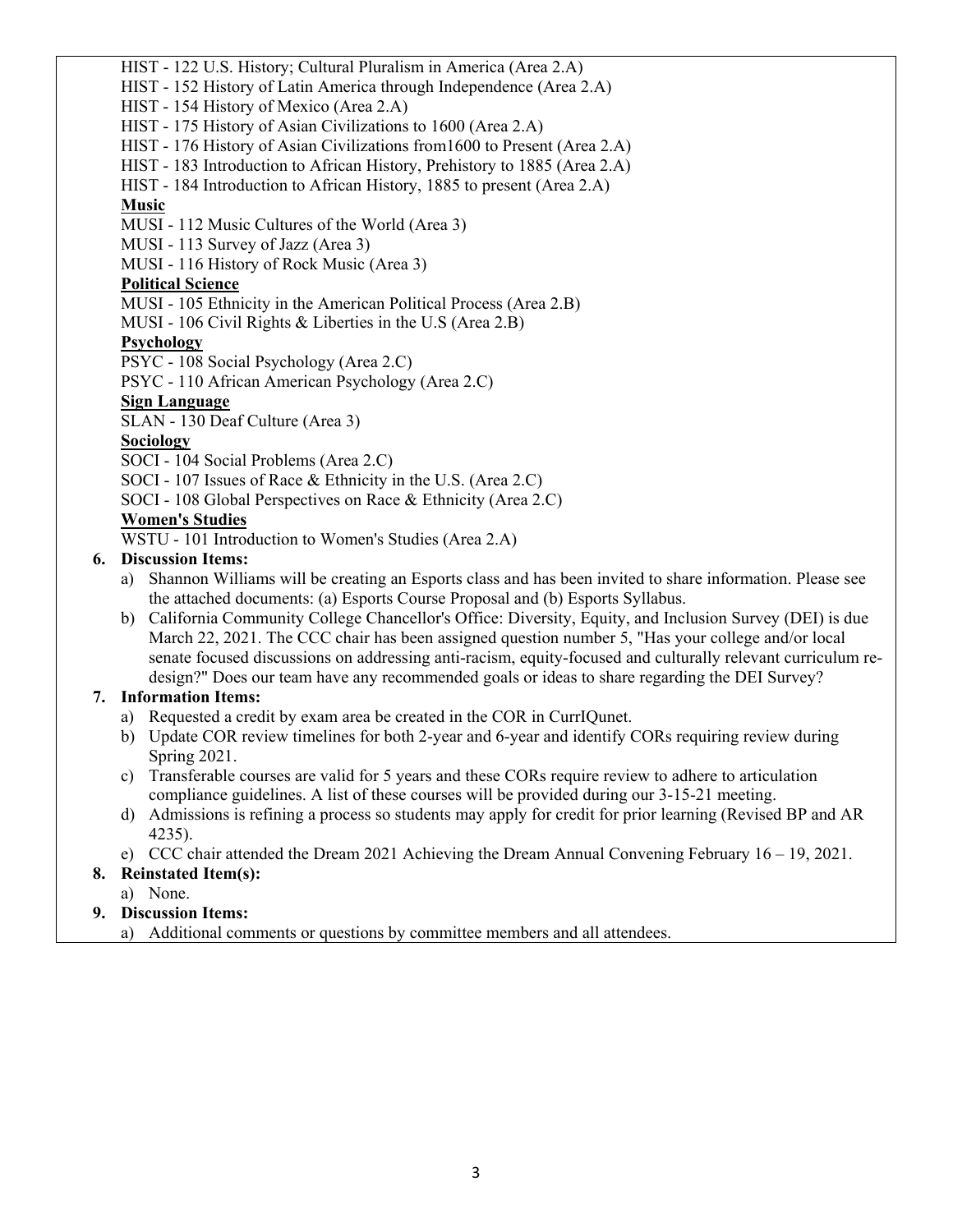HIST - 122 U.S. History; Cultural Pluralism in America (Area 2.A)
HIST - 152 History of Latin America through Independence (Area 2.A)
HIST - 154 History of Mexico (Area 2.A)
HIST - 175 History of Asian Civilizations to 1600 (Area 2.A)
HIST - 176 History of Asian Civilizations from1600 to Present (Area 2.A)
HIST - 183 Introduction to African History, Prehistory to 1885 (Area 2.A)
HIST - 184 Introduction to African History, 1885 to present (Area 2.A)

**Music**

MUSI - 112 Music Cultures of the World (Area 3)
MUSI - 113 Survey of Jazz (Area 3)
MUSI - 116 History of Rock Music (Area 3)

**Political Science**

MUSI - 105 Ethnicity in the American Political Process (Area 2.B)
MUSI - 106 Civil Rights & Liberties in the U.S (Area 2.B)

**Psychology**

PSYC - 108 Social Psychology (Area 2.C)
PSYC - 110 African American Psychology (Area 2.C)

**Sign Language**

SLAN - 130 Deaf Culture (Area 3)

**Sociology**

SOCI - 104 Social Problems (Area 2.C)
SOCI - 107 Issues of Race & Ethnicity in the U.S. (Area 2.C)
SOCI - 108 Global Perspectives on Race & Ethnicity (Area 2.C)

**Women's Studies**

WSTU - 101 Introduction to Women's Studies (Area 2.A)

**6. Discussion Items:**

a) Shannon Williams will be creating an Esports class and has been invited to share information. Please see the attached documents: (a) Esports Course Proposal and (b) Esports Syllabus.

b) California Community College Chancellor's Office: Diversity, Equity, and Inclusion Survey (DEI) is due March 22, 2021. The CCC chair has been assigned question number 5, "Has your college and/or local senate focused discussions on addressing anti-racism, equity-focused and culturally relevant curriculum re-design?" Does our team have any recommended goals or ideas to share regarding the DEI Survey?

**7. Information Items:**

a) Requested a credit by exam area be created in the COR in CurrIQunet.

b) Update COR review timelines for both 2-year and 6-year and identify CORs requiring review during Spring 2021.

c) Transferable courses are valid for 5 years and these CORs require review to adhere to articulation compliance guidelines. A list of these courses will be provided during our 3-15-21 meeting.

d) Admissions is refining a process so students may apply for credit for prior learning (Revised BP and AR 4235).

e) CCC chair attended the Dream 2021 Achieving the Dream Annual Convening February 16 – 19, 2021.

**8. Reinstated Item(s):**

a) None.

**9. Discussion Items:**

a) Additional comments or questions by committee members and all attendees.